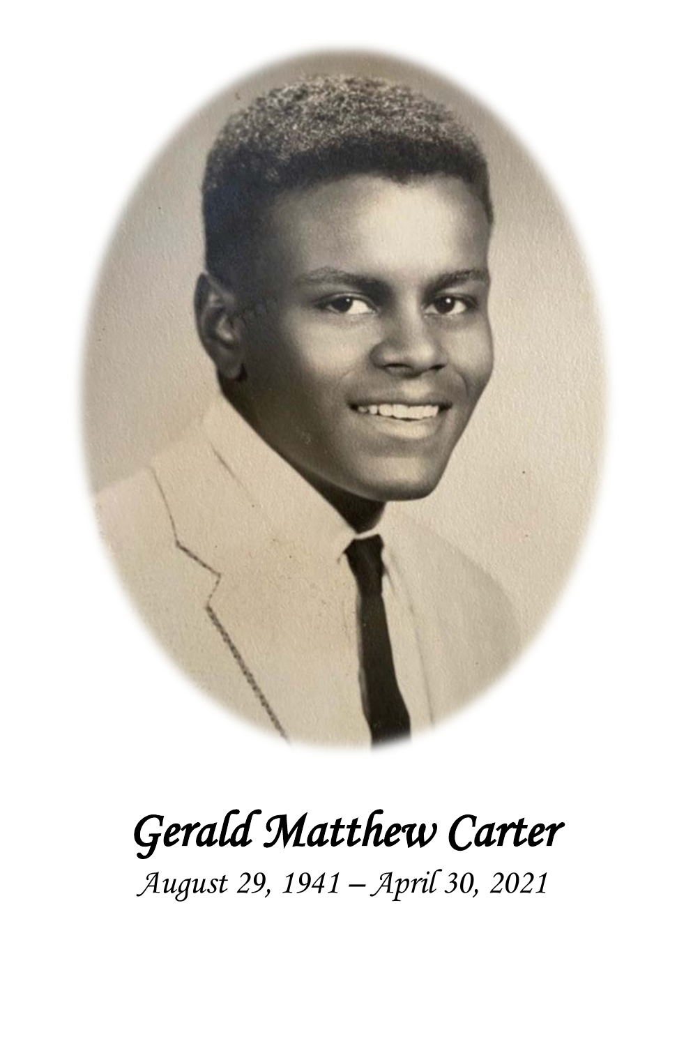*Gerald Matthew Carter*

*August 29, 1941 – April 30, 2021*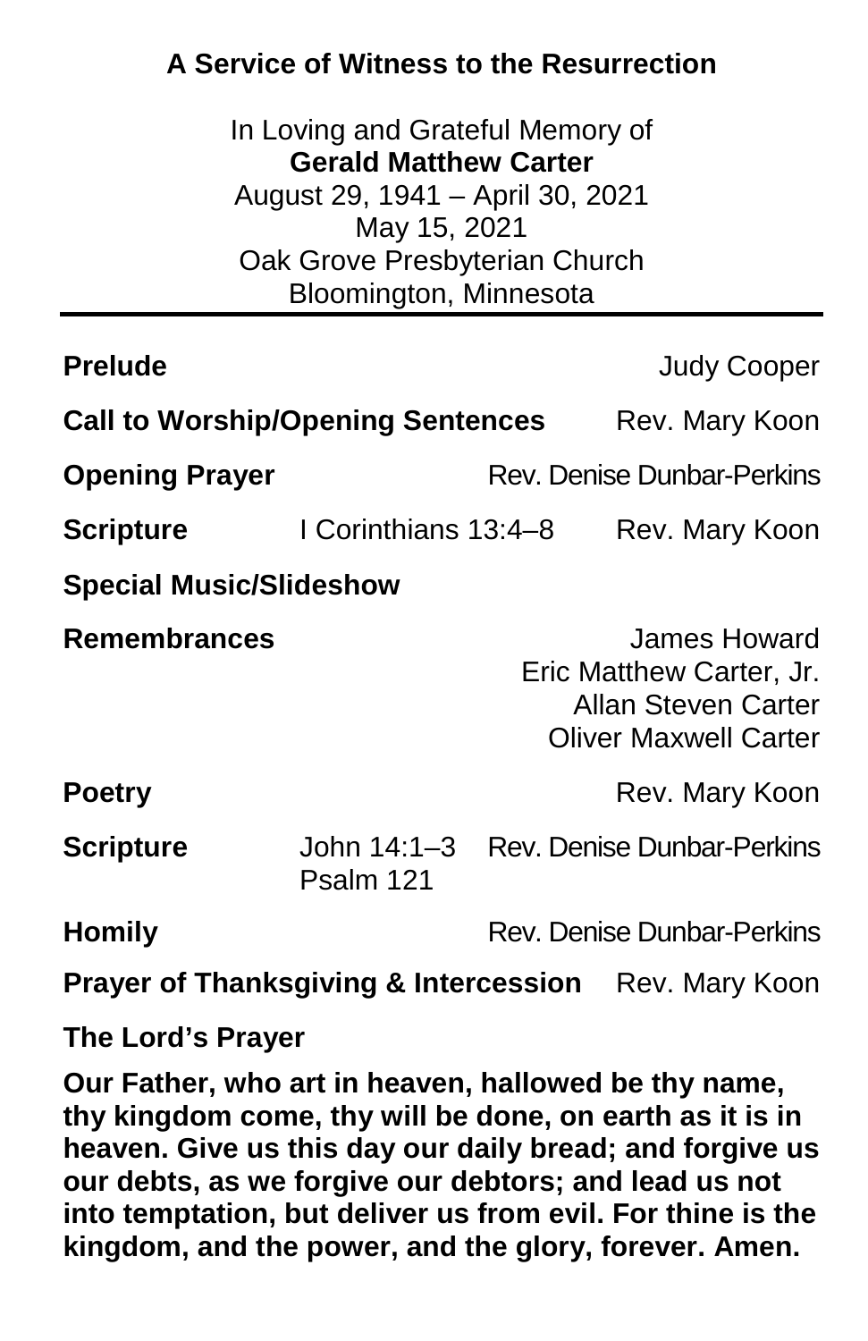## A Service of Witness to the Resurrection

In Loving and Grateful Memory of
**Gerald Matthew Carter**
August 29, 1941 – April 30, 2021
May 15, 2021
Oak Grove Presbyterian Church
Bloomington, Minnesota

---

**Prelude** — Judy Cooper

**Call to Worship/Opening Sentences** — Rev. Mary Koon

**Opening Prayer** — Rev. Denise Dunbar-Perkins

**Scripture** — I Corinthians 13:4–8 — Rev. Mary Koon

**Special Music/Slideshow**

**Remembrances**
James Howard
Eric Matthew Carter, Jr.
Allan Steven Carter
Oliver Maxwell Carter

**Poetry** — Rev. Mary Koon

**Scripture** — John 14:1–3, Psalm 121 — Rev. Denise Dunbar-Perkins

**Homily** — Rev. Denise Dunbar-Perkins

**Prayer of Thanksgiving & Intercession** — Rev. Mary Koon

**The Lord's Prayer**

**Our Father, who art in heaven, hallowed be thy name, thy kingdom come, thy will be done, on earth as it is in heaven. Give us this day our daily bread; and forgive us our debts, as we forgive our debtors; and lead us not into temptation, but deliver us from evil. For thine is the kingdom, and the power, and the glory, forever. Amen.**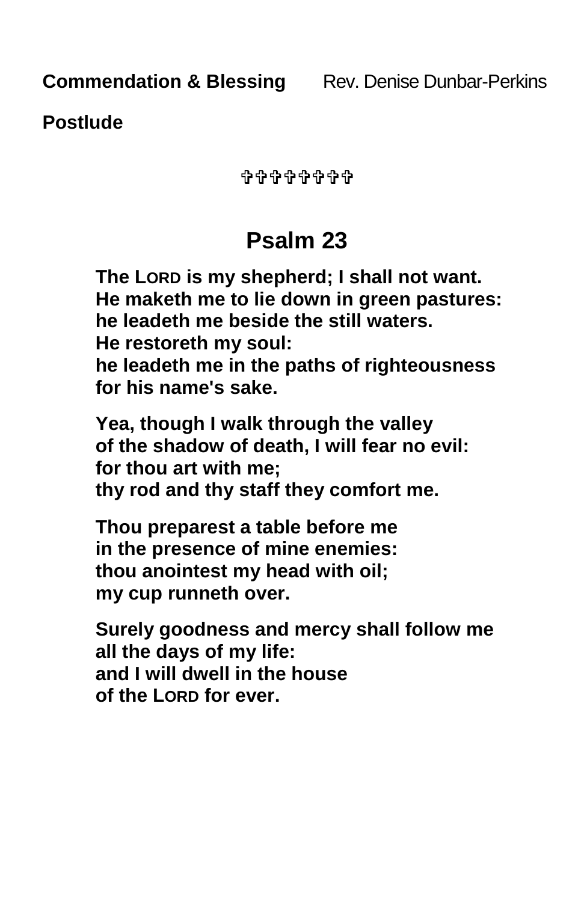**Commendation & Blessing** Rev. Denise Dunbar-Perkins

**Postlude**

✞✞✞✞✞✞✞✞

## Psalm 23

**The LORD is my shepherd; I shall not want.**
**He maketh me to lie down in green pastures:**
**he leadeth me beside the still waters.**
**He restoreth my soul:**
**he leadeth me in the paths of righteousness**
**for his name's sake.**

**Yea, though I walk through the valley**
**of the shadow of death, I will fear no evil:**
**for thou art with me;**
**thy rod and thy staff they comfort me.**

**Thou preparest a table before me**
**in the presence of mine enemies:**
**thou anointest my head with oil;**
**my cup runneth over.**

**Surely goodness and mercy shall follow me**
**all the days of my life:**
**and I will dwell in the house**
**of the LORD for ever.**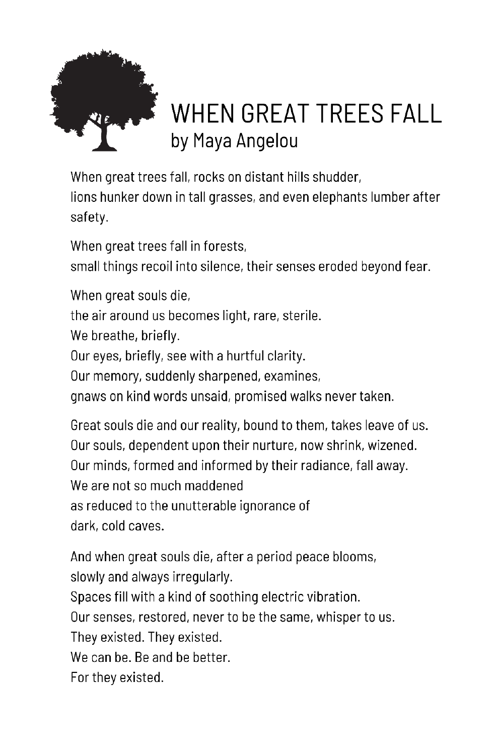# WHEN GREAT TREES FALL

by Maya Angelou

When great trees fall, rocks on distant hills shudder,
lions hunker down in tall grasses, and even elephants lumber after safety.

When great trees fall in forests,
small things recoil into silence, their senses eroded beyond fear.

When great souls die,
the air around us becomes light, rare, sterile.
We breathe, briefly.
Our eyes, briefly, see with a hurtful clarity.
Our memory, suddenly sharpened, examines,
gnaws on kind words unsaid, promised walks never taken.

Great souls die and our reality, bound to them, takes leave of us.
Our souls, dependent upon their nurture, now shrink, wizened.
Our minds, formed and informed by their radiance, fall away.
We are not so much maddened
as reduced to the unutterable ignorance of
dark, cold caves.

And when great souls die, after a period peace blooms,
slowly and always irregularly.
Spaces fill with a kind of soothing electric vibration.
Our senses, restored, never to be the same, whisper to us.
They existed. They existed.
We can be. Be and be better.
For they existed.